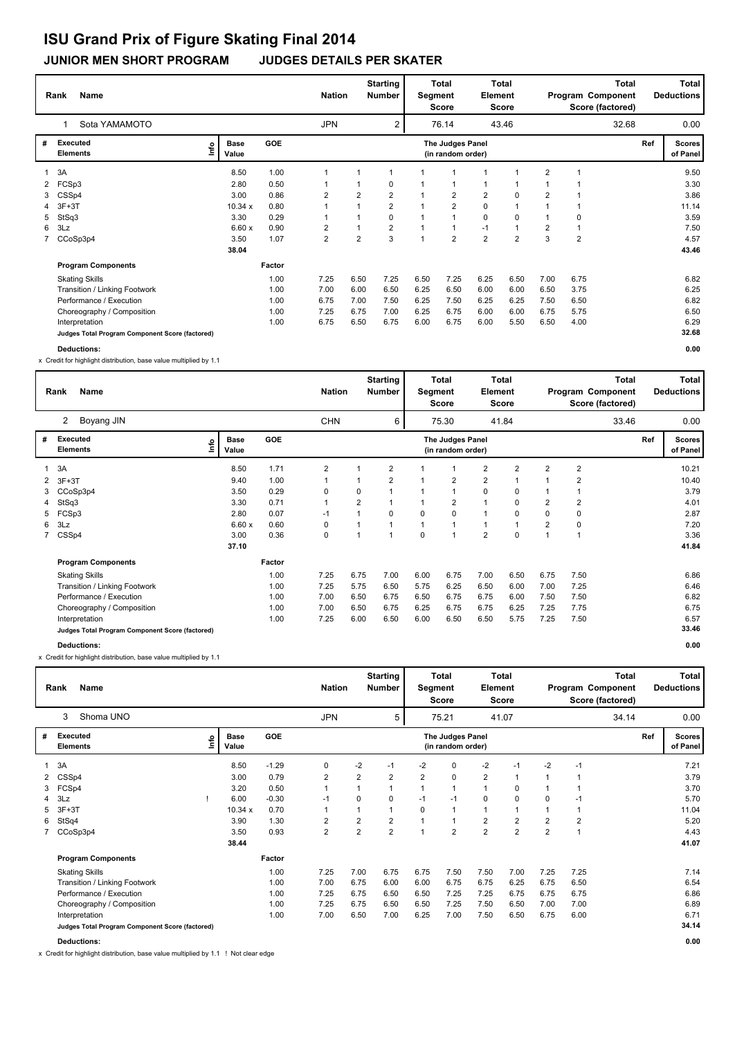# ISU Grand Prix of Figure Skating Final 2014

## JUNIOR MEN SHORT PROGRAM JUDGES DETAILS PER SKATER

| Rank | Name | Nation | Starting Number | Total Segment Score | Total Element Score | Total Program Component Score (factored) | Total Deductions |
|---|---|---|---|---|---|---|---|
| 1 | Sota YAMAMOTO | JPN | 2 | 76.14 | 43.46 | 32.68 | 0.00 |

| # | Executed Elements | Info | Base Value | GOE | J1 | J2 | J3 | J4 | J5 | J6 | J7 | J8 | J9 | Ref | Scores of Panel |
|---|---|---|---|---|---|---|---|---|---|---|---|---|---|---|---|
| 1 | 3A | | 8.50 | 1.00 | 1 | 1 | 1 | 1 | 1 | 1 | 1 | 2 | 1 | | 9.50 |
| 2 | FCSp3 | | 2.80 | 0.50 | 1 | 1 | 0 | 1 | 1 | 1 | 1 | 1 | 1 | | 3.30 |
| 3 | CSSp4 | | 3.00 | 0.86 | 2 | 2 | 2 | 1 | 2 | 2 | 0 | 2 | 1 | | 3.86 |
| 4 | 3F+3T | | 10.34 x | 0.80 | 1 | 1 | 2 | 1 | 2 | 0 | 1 | 1 | 1 | | 11.14 |
| 5 | StSq3 | | 3.30 | 0.29 | 1 | 1 | 0 | 1 | 1 | 0 | 0 | 1 | 0 | | 3.59 |
| 6 | 3Lz | | 6.60 x | 0.90 | 2 | 1 | 2 | 1 | 1 | -1 | 1 | 2 | 1 | | 7.50 |
| 7 | CCoSp3p4 | | 3.50 | 1.07 | 2 | 2 | 3 | 1 | 2 | 2 | 2 | 3 | 2 | | 4.57 |
| | | | 38.04 | | | | | | | | | | | | 43.46 |

| Program Components | Factor | J1 | J2 | J3 | J4 | J5 | J6 | J7 | J8 | J9 | Scores of Panel |
|---|---|---|---|---|---|---|---|---|---|---|---|
| Skating Skills | 1.00 | 7.25 | 6.50 | 7.25 | 6.50 | 7.25 | 6.25 | 6.50 | 7.00 | 6.75 | 6.82 |
| Transition / Linking Footwork | 1.00 | 7.00 | 6.00 | 6.50 | 6.25 | 6.50 | 6.00 | 6.00 | 6.50 | 3.75 | 6.25 |
| Performance / Execution | 1.00 | 6.75 | 7.00 | 7.50 | 6.25 | 7.50 | 6.25 | 6.25 | 7.50 | 6.50 | 6.82 |
| Choreography / Composition | 1.00 | 7.25 | 6.75 | 7.00 | 6.25 | 6.75 | 6.00 | 6.00 | 6.75 | 5.75 | 6.50 |
| Interpretation | 1.00 | 6.75 | 6.50 | 6.75 | 6.00 | 6.75 | 6.00 | 5.50 | 6.50 | 4.00 | 6.29 |
| Judges Total Program Component Score (factored) | | | | | | | | | | | 32.68 |

**Deductions:** 0.00

x Credit for highlight distribution, base value multiplied by 1.1

| Rank | Name | Nation | Starting Number | Total Segment Score | Total Element Score | Total Program Component Score (factored) | Total Deductions |
|---|---|---|---|---|---|---|---|
| 2 | Boyang JIN | CHN | 6 | 75.30 | 41.84 | 33.46 | 0.00 |

| # | Executed Elements | Info | Base Value | GOE | J1 | J2 | J3 | J4 | J5 | J6 | J7 | J8 | J9 | Ref | Scores of Panel |
|---|---|---|---|---|---|---|---|---|---|---|---|---|---|---|---|
| 1 | 3A | | 8.50 | 1.71 | 2 | 1 | 2 | 1 | 1 | 2 | 2 | 2 | 2 | | 10.21 |
| 2 | 3F+3T | | 9.40 | 1.00 | 1 | 1 | 2 | 1 | 2 | 2 | 1 | 1 | 2 | | 10.40 |
| 3 | CCoSp3p4 | | 3.50 | 0.29 | 0 | 0 | 1 | 1 | 1 | 0 | 0 | 1 | 1 | | 3.79 |
| 4 | StSq3 | | 3.30 | 0.71 | 1 | 2 | 1 | 1 | 2 | 1 | 0 | 2 | 2 | | 4.01 |
| 5 | FCSp3 | | 2.80 | 0.07 | -1 | 1 | 0 | 0 | 0 | 1 | 0 | 0 | 0 | | 2.87 |
| 6 | 3Lz | | 6.60 x | 0.60 | 0 | 1 | 1 | 1 | 1 | 1 | 1 | 2 | 0 | | 7.20 |
| 7 | CSSp4 | | 3.00 | 0.36 | 0 | 1 | 1 | 0 | 1 | 2 | 0 | 1 | 1 | | 3.36 |
| | | | 37.10 | | | | | | | | | | | | 41.84 |

| Program Components | Factor | J1 | J2 | J3 | J4 | J5 | J6 | J7 | J8 | J9 | Scores of Panel |
|---|---|---|---|---|---|---|---|---|---|---|---|
| Skating Skills | 1.00 | 7.25 | 6.75 | 7.00 | 6.00 | 6.75 | 7.00 | 6.50 | 6.75 | 7.50 | 6.86 |
| Transition / Linking Footwork | 1.00 | 7.25 | 5.75 | 6.50 | 5.75 | 6.25 | 6.50 | 6.00 | 7.00 | 7.25 | 6.46 |
| Performance / Execution | 1.00 | 7.00 | 6.50 | 6.75 | 6.50 | 6.75 | 6.75 | 6.00 | 7.50 | 7.50 | 6.82 |
| Choreography / Composition | 1.00 | 7.00 | 6.50 | 6.75 | 6.25 | 6.75 | 6.75 | 6.25 | 7.25 | 7.75 | 6.75 |
| Interpretation | 1.00 | 7.25 | 6.00 | 6.50 | 6.00 | 6.50 | 6.50 | 5.75 | 7.25 | 7.50 | 6.57 |
| Judges Total Program Component Score (factored) | | | | | | | | | | | 33.46 |

**Deductions:** 0.00

x Credit for highlight distribution, base value multiplied by 1.1

| Rank | Name | Nation | Starting Number | Total Segment Score | Total Element Score | Total Program Component Score (factored) | Total Deductions |
|---|---|---|---|---|---|---|---|
| 3 | Shoma UNO | JPN | 5 | 75.21 | 41.07 | 34.14 | 0.00 |

| # | Executed Elements | Info | Base Value | GOE | J1 | J2 | J3 | J4 | J5 | J6 | J7 | J8 | J9 | Ref | Scores of Panel |
|---|---|---|---|---|---|---|---|---|---|---|---|---|---|---|---|
| 1 | 3A | | 8.50 | -1.29 | 0 | -2 | -1 | -2 | 0 | -2 | -1 | -2 | -1 | | 7.21 |
| 2 | CSSp4 | | 3.00 | 0.79 | 2 | 2 | 2 | 2 | 0 | 2 | 1 | 1 | 1 | | 3.79 |
| 3 | FCSp4 | | 3.20 | 0.50 | 1 | 1 | 1 | 1 | 1 | 1 | 0 | 1 | 1 | | 3.70 |
| 4 | 3Lz | ! | 6.00 | -0.30 | -1 | 0 | 0 | -1 | -1 | 0 | 0 | 0 | -1 | | 5.70 |
| 5 | 3F+3T | | 10.34 x | 0.70 | 1 | 1 | 1 | 0 | 1 | 1 | 1 | 1 | 1 | | 11.04 |
| 6 | StSq4 | | 3.90 | 1.30 | 2 | 2 | 2 | 1 | 1 | 2 | 2 | 2 | 2 | | 5.20 |
| 7 | CCoSp3p4 | | 3.50 | 0.93 | 2 | 2 | 2 | 1 | 2 | 2 | 2 | 2 | 1 | | 4.43 |
| | | | 38.44 | | | | | | | | | | | | 41.07 |

| Program Components | Factor | J1 | J2 | J3 | J4 | J5 | J6 | J7 | J8 | J9 | Scores of Panel |
|---|---|---|---|---|---|---|---|---|---|---|---|
| Skating Skills | 1.00 | 7.25 | 7.00 | 6.75 | 6.75 | 7.50 | 7.50 | 7.00 | 7.25 | 7.25 | 7.14 |
| Transition / Linking Footwork | 1.00 | 7.00 | 6.75 | 6.00 | 6.00 | 6.75 | 6.75 | 6.25 | 6.75 | 6.50 | 6.54 |
| Performance / Execution | 1.00 | 7.25 | 6.75 | 6.50 | 6.50 | 7.25 | 7.25 | 6.75 | 6.75 | 6.75 | 6.86 |
| Choreography / Composition | 1.00 | 7.25 | 6.75 | 6.50 | 6.50 | 7.25 | 7.50 | 6.50 | 7.00 | 7.00 | 6.89 |
| Interpretation | 1.00 | 7.00 | 6.50 | 7.00 | 6.25 | 7.00 | 7.50 | 6.50 | 6.75 | 6.00 | 6.71 |
| Judges Total Program Component Score (factored) | | | | | | | | | | | 34.14 |

**Deductions:** 0.00

x Credit for highlight distribution, base value multiplied by 1.1 ! Not clear edge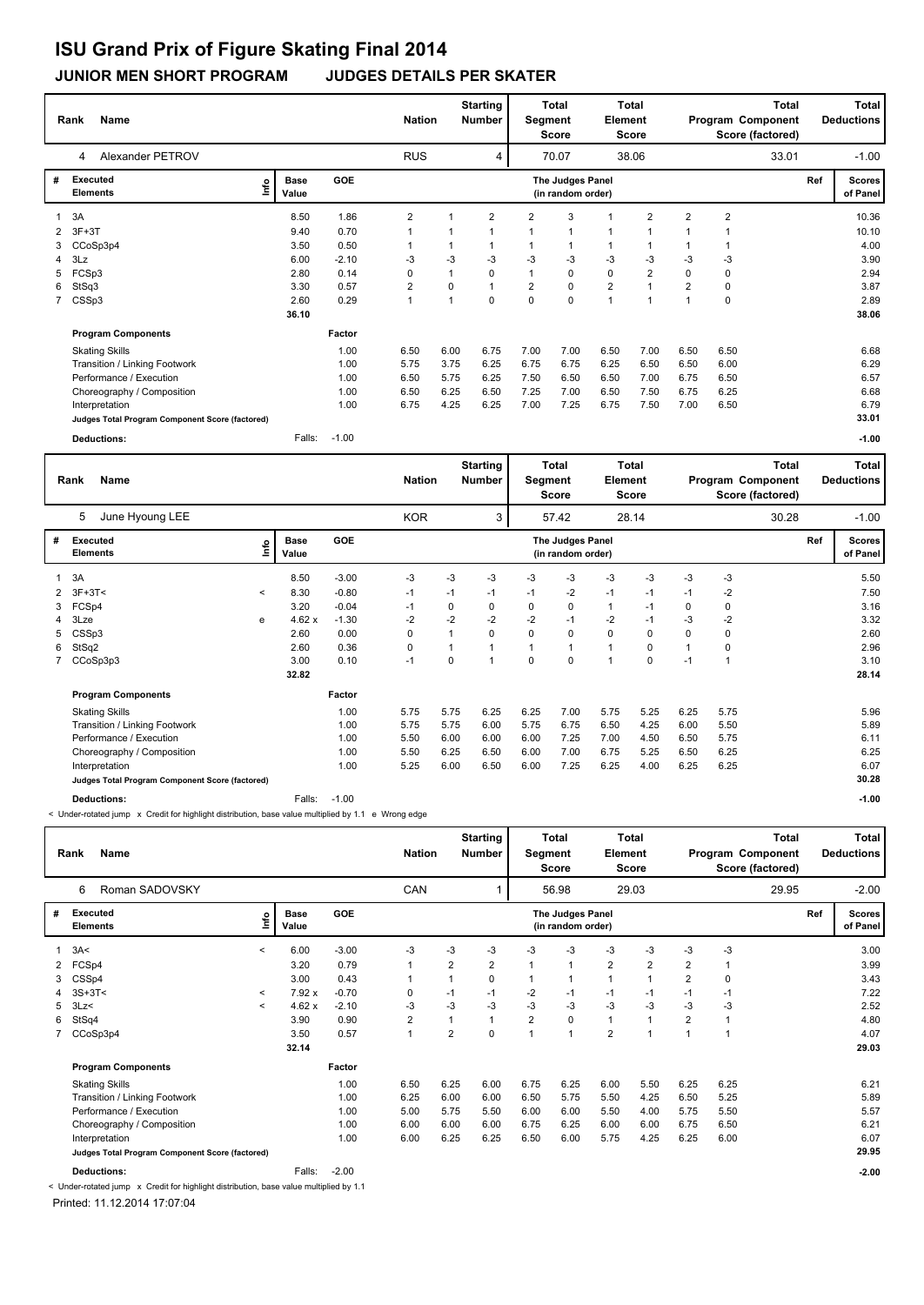# ISU Grand Prix of Figure Skating Final 2014

## JUNIOR MEN SHORT PROGRAM JUDGES DETAILS PER SKATER

| Rank | Name | Nation | Starting Number | Total Segment Score | Total Element Score | Total Program Component Score (factored) | Total Deductions |
|---|---|---|---|---|---|---|---|
| 4 | Alexander PETROV | RUS | 4 | 70.07 | 38.06 | 33.01 | -1.00 |

| # | Executed Elements | Info | Base Value | GOE | J1 | J2 | J3 | J4 | J5 | J6 | J7 | J8 | J9 | Ref | Scores of Panel |
|---|---|---|---|---|---|---|---|---|---|---|---|---|---|---|---|
| 1 | 3A | | 8.50 | 1.86 | 2 | 1 | 2 | 2 | 3 | 1 | 2 | 2 | 2 | | 10.36 |
| 2 | 3F+3T | | 9.40 | 0.70 | 1 | 1 | 1 | 1 | 1 | 1 | 1 | 1 | 1 | | 10.10 |
| 3 | CCoSp3p4 | | 3.50 | 0.50 | 1 | 1 | 1 | 1 | 1 | 1 | 1 | 1 | 1 | | 4.00 |
| 4 | 3Lz | | 6.00 | -2.10 | -3 | -3 | -3 | -3 | -3 | -3 | -3 | -3 | -3 | | 3.90 |
| 5 | FCSp3 | | 2.80 | 0.14 | 0 | 1 | 0 | 1 | 0 | 0 | 2 | 0 | 0 | | 2.94 |
| 6 | StSq3 | | 3.30 | 0.57 | 2 | 0 | 1 | 2 | 0 | 2 | 1 | 2 | 0 | | 3.87 |
| 7 | CSSp3 | | 2.60 | 0.29 | 1 | 1 | 0 | 0 | 0 | 1 | 1 | 1 | 0 | | 2.89 |
| | | | 36.10 | | | | | | | | | | | | 38.06 |

| Program Components | Factor | J1 | J2 | J3 | J4 | J5 | J6 | J7 | J8 | J9 | Scores of Panel |
|---|---|---|---|---|---|---|---|---|---|---|---|
| Skating Skills | 1.00 | 6.50 | 6.00 | 6.75 | 7.00 | 7.00 | 6.50 | 7.00 | 6.50 | 6.50 | 6.68 |
| Transition / Linking Footwork | 1.00 | 5.75 | 3.75 | 6.25 | 6.75 | 6.75 | 6.25 | 6.50 | 6.50 | 6.00 | 6.29 |
| Performance / Execution | 1.00 | 6.50 | 5.75 | 6.25 | 7.50 | 6.50 | 6.50 | 7.00 | 6.75 | 6.50 | 6.57 |
| Choreography / Composition | 1.00 | 6.50 | 6.25 | 6.50 | 7.25 | 7.00 | 6.50 | 7.50 | 6.75 | 6.25 | 6.68 |
| Interpretation | 1.00 | 6.75 | 4.25 | 6.25 | 7.00 | 7.25 | 6.75 | 7.50 | 7.00 | 6.50 | 6.79 |
| Judges Total Program Component Score (factored) | | | | | | | | | | | 33.01 |

Deductions: Falls: -1.00 — -1.00

| Rank | Name | Nation | Starting Number | Total Segment Score | Total Element Score | Total Program Component Score (factored) | Total Deductions |
|---|---|---|---|---|---|---|---|
| 5 | June Hyoung LEE | KOR | 3 | 57.42 | 28.14 | 30.28 | -1.00 |

| # | Executed Elements | Info | Base Value | GOE | J1 | J2 | J3 | J4 | J5 | J6 | J7 | J8 | J9 | Ref | Scores of Panel |
|---|---|---|---|---|---|---|---|---|---|---|---|---|---|---|---|
| 1 | 3A | | 8.50 | -3.00 | -3 | -3 | -3 | -3 | -3 | -3 | -3 | -3 | -3 | | 5.50 |
| 2 | 3F+3T< | < | 8.30 | -0.80 | -1 | -1 | -1 | -1 | -2 | -1 | -1 | -1 | -2 | | 7.50 |
| 3 | FCSp4 | | 3.20 | -0.04 | -1 | 0 | 0 | 0 | 0 | 1 | -1 | 0 | 0 | | 3.16 |
| 4 | 3Lze | e | 4.62 x | -1.30 | -2 | -2 | -2 | -2 | -1 | -2 | -1 | -3 | -2 | | 3.32 |
| 5 | CSSp3 | | 2.60 | 0.00 | 0 | 1 | 0 | 0 | 0 | 0 | 0 | 0 | 0 | | 2.60 |
| 6 | StSq2 | | 2.60 | 0.36 | 0 | 1 | 1 | 1 | 1 | 1 | 0 | 1 | 0 | | 2.96 |
| 7 | CCoSp3p3 | | 3.00 | 0.10 | -1 | 0 | 1 | 0 | 0 | 1 | 0 | -1 | 1 | | 3.10 |
| | | | 32.82 | | | | | | | | | | | | 28.14 |

| Program Components | Factor | J1 | J2 | J3 | J4 | J5 | J6 | J7 | J8 | J9 | Scores of Panel |
|---|---|---|---|---|---|---|---|---|---|---|---|
| Skating Skills | 1.00 | 5.75 | 5.75 | 6.25 | 6.25 | 7.00 | 5.75 | 5.25 | 6.25 | 5.75 | 5.96 |
| Transition / Linking Footwork | 1.00 | 5.75 | 5.75 | 6.00 | 5.75 | 6.75 | 6.50 | 4.25 | 6.00 | 5.50 | 5.89 |
| Performance / Execution | 1.00 | 5.50 | 6.00 | 6.00 | 6.00 | 7.25 | 7.00 | 4.50 | 6.50 | 5.75 | 6.11 |
| Choreography / Composition | 1.00 | 5.50 | 6.25 | 6.50 | 6.00 | 7.00 | 6.75 | 5.25 | 6.50 | 6.25 | 6.25 |
| Interpretation | 1.00 | 5.25 | 6.00 | 6.50 | 6.00 | 7.25 | 6.25 | 4.00 | 6.25 | 6.25 | 6.07 |
| Judges Total Program Component Score (factored) | | | | | | | | | | | 30.28 |

Deductions: Falls: -1.00 — -1.00

< Under-rotated jump x Credit for highlight distribution, base value multiplied by 1.1 e Wrong edge

| Rank | Name | Nation | Starting Number | Total Segment Score | Total Element Score | Total Program Component Score (factored) | Total Deductions |
|---|---|---|---|---|---|---|---|
| 6 | Roman SADOVSKY | CAN | 1 | 56.98 | 29.03 | 29.95 | -2.00 |

| # | Executed Elements | Info | Base Value | GOE | J1 | J2 | J3 | J4 | J5 | J6 | J7 | J8 | J9 | Ref | Scores of Panel |
|---|---|---|---|---|---|---|---|---|---|---|---|---|---|---|---|
| 1 | 3A< | < | 6.00 | -3.00 | -3 | -3 | -3 | -3 | -3 | -3 | -3 | -3 | -3 | | 3.00 |
| 2 | FCSp4 | | 3.20 | 0.79 | 1 | 2 | 2 | 1 | 1 | 2 | 2 | 2 | 1 | | 3.99 |
| 3 | CSSp4 | | 3.00 | 0.43 | 1 | 1 | 0 | 1 | 1 | 1 | 1 | 2 | 0 | | 3.43 |
| 4 | 3S+3T< | < | 7.92 x | -0.70 | 0 | -1 | -1 | -2 | -1 | -1 | -1 | -1 | -1 | | 7.22 |
| 5 | 3Lz< | < | 4.62 x | -2.10 | -3 | -3 | -3 | -3 | -3 | -3 | -3 | -3 | -3 | | 2.52 |
| 6 | StSq4 | | 3.90 | 0.90 | 2 | 1 | 1 | 2 | 0 | 1 | 1 | 2 | 1 | | 4.80 |
| 7 | CCoSp3p4 | | 3.50 | 0.57 | 1 | 2 | 0 | 1 | 1 | 2 | 1 | 1 | 1 | | 4.07 |
| | | | 32.14 | | | | | | | | | | | | 29.03 |

| Program Components | Factor | J1 | J2 | J3 | J4 | J5 | J6 | J7 | J8 | J9 | Scores of Panel |
|---|---|---|---|---|---|---|---|---|---|---|---|
| Skating Skills | 1.00 | 6.50 | 6.25 | 6.00 | 6.75 | 6.25 | 6.00 | 5.50 | 6.25 | 6.25 | 6.21 |
| Transition / Linking Footwork | 1.00 | 6.25 | 6.00 | 6.00 | 6.50 | 5.75 | 5.50 | 4.25 | 6.50 | 5.25 | 5.89 |
| Performance / Execution | 1.00 | 5.00 | 5.75 | 5.50 | 6.00 | 6.00 | 5.50 | 4.00 | 5.75 | 5.50 | 5.57 |
| Choreography / Composition | 1.00 | 6.00 | 6.00 | 6.00 | 6.75 | 6.25 | 6.00 | 6.00 | 6.75 | 6.50 | 6.21 |
| Interpretation | 1.00 | 6.00 | 6.25 | 6.25 | 6.50 | 6.00 | 5.75 | 4.25 | 6.25 | 6.00 | 6.07 |
| Judges Total Program Component Score (factored) | | | | | | | | | | | 29.95 |

Deductions: Falls: -2.00 — -2.00

< Under-rotated jump x Credit for highlight distribution, base value multiplied by 1.1

Printed: 11.12.2014 17:07:04